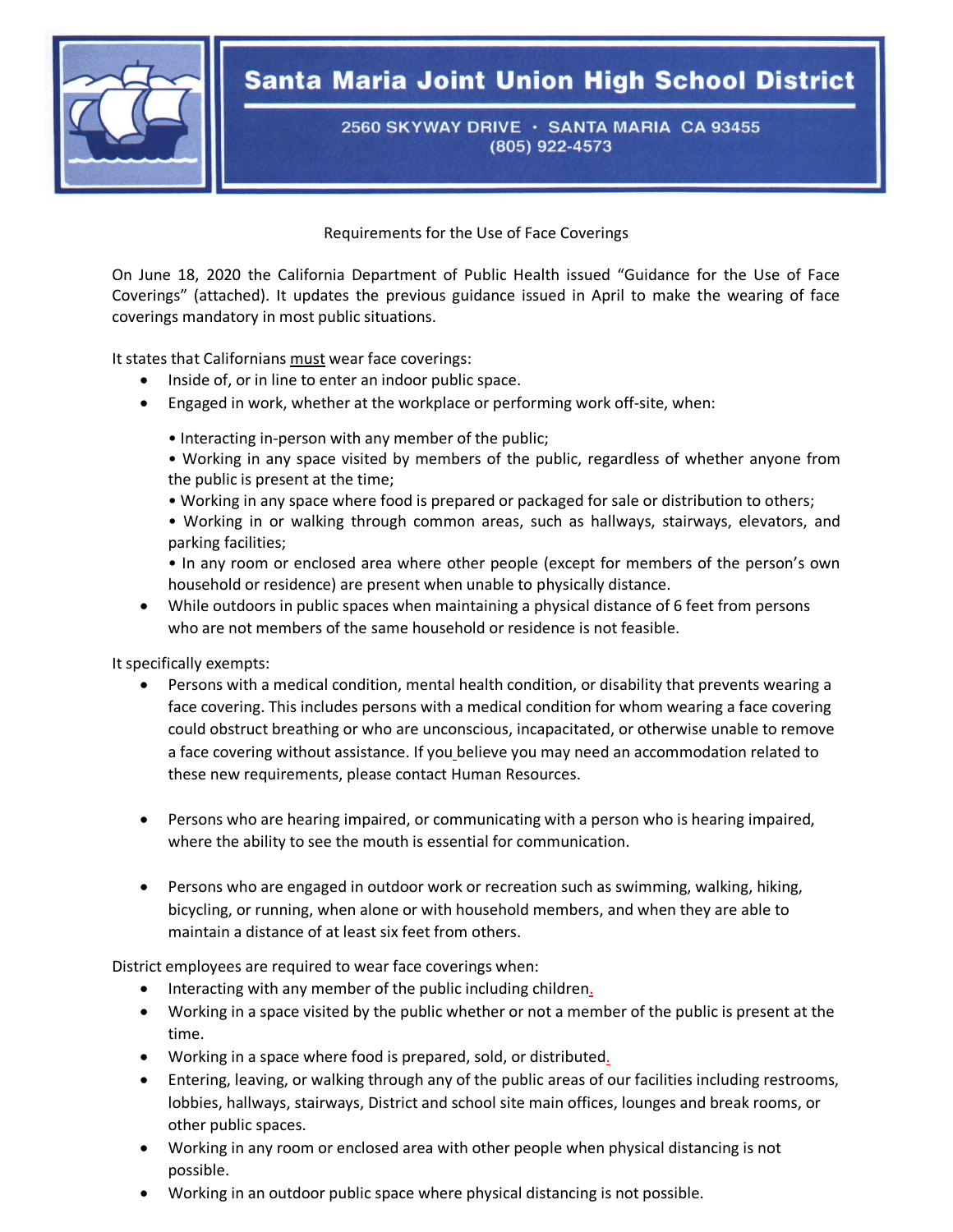# Santa Maria Joint Union High School District

2560 SKYWAY DRIVE · SANTA MARIA CA 93455
(805) 922-4573

## Requirements for the Use of Face Coverings

On June 18, 2020 the California Department of Public Health issued "Guidance for the Use of Face Coverings" (attached). It updates the previous guidance issued in April to make the wearing of face coverings mandatory in most public situations.

It states that Californians <u>must</u> wear face coverings:

- Inside of, or in line to enter an indoor public space.
- Engaged in work, whether at the workplace or performing work off-site, when:
  - Interacting in-person with any member of the public;
  - Working in any space visited by members of the public, regardless of whether anyone from the public is present at the time;
  - Working in any space where food is prepared or packaged for sale or distribution to others;
  - Working in or walking through common areas, such as hallways, stairways, elevators, and parking facilities;
  - In any room or enclosed area where other people (except for members of the person's own household or residence) are present when unable to physically distance.
- While outdoors in public spaces when maintaining a physical distance of 6 feet from persons who are not members of the same household or residence is not feasible.

It specifically exempts:

- Persons with a medical condition, mental health condition, or disability that prevents wearing a face covering. This includes persons with a medical condition for whom wearing a face covering could obstruct breathing or who are unconscious, incapacitated, or otherwise unable to remove a face covering without assistance. If you believe you may need an accommodation related to these new requirements, please contact Human Resources.

- Persons who are hearing impaired, or communicating with a person who is hearing impaired, where the ability to see the mouth is essential for communication.

- Persons who are engaged in outdoor work or recreation such as swimming, walking, hiking, bicycling, or running, when alone or with household members, and when they are able to maintain a distance of at least six feet from others.

District employees are required to wear face coverings when:

- Interacting with any member of the public including children.
- Working in a space visited by the public whether or not a member of the public is present at the time.
- Working in a space where food is prepared, sold, or distributed.
- Entering, leaving, or walking through any of the public areas of our facilities including restrooms, lobbies, hallways, stairways, District and school site main offices, lounges and break rooms, or other public spaces.
- Working in any room or enclosed area with other people when physical distancing is not possible.
- Working in an outdoor public space where physical distancing is not possible.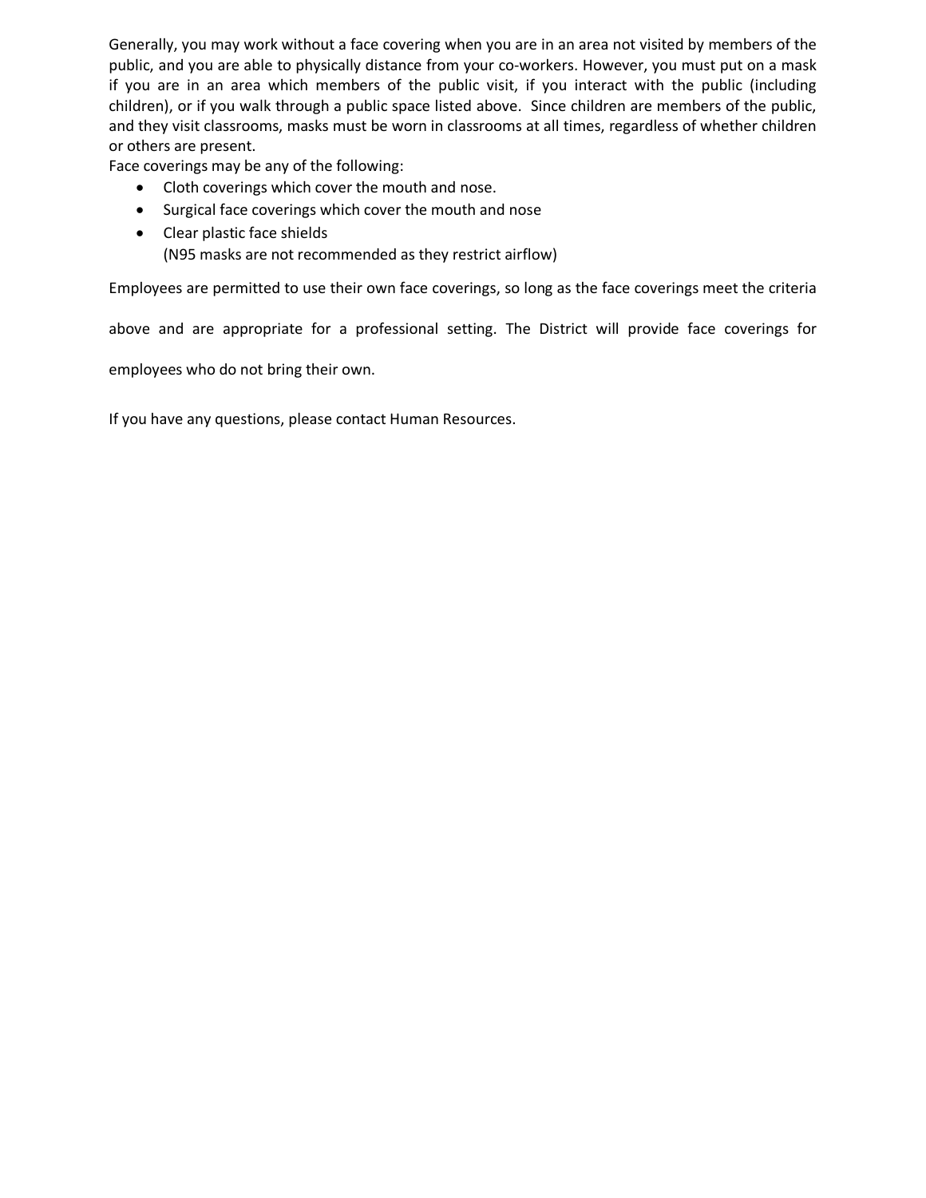Generally, you may work without a face covering when you are in an area not visited by members of the public, and you are able to physically distance from your co-workers. However, you must put on a mask if you are in an area which members of the public visit, if you interact with the public (including children), or if you walk through a public space listed above. Since children are members of the public, and they visit classrooms, masks must be worn in classrooms at all times, regardless of whether children or others are present.

Face coverings may be any of the following:

- Cloth coverings which cover the mouth and nose.
- Surgical face coverings which cover the mouth and nose
- Clear plastic face shields
  (N95 masks are not recommended as they restrict airflow)

Employees are permitted to use their own face coverings, so long as the face coverings meet the criteria above and are appropriate for a professional setting. The District will provide face coverings for employees who do not bring their own.

If you have any questions, please contact Human Resources.